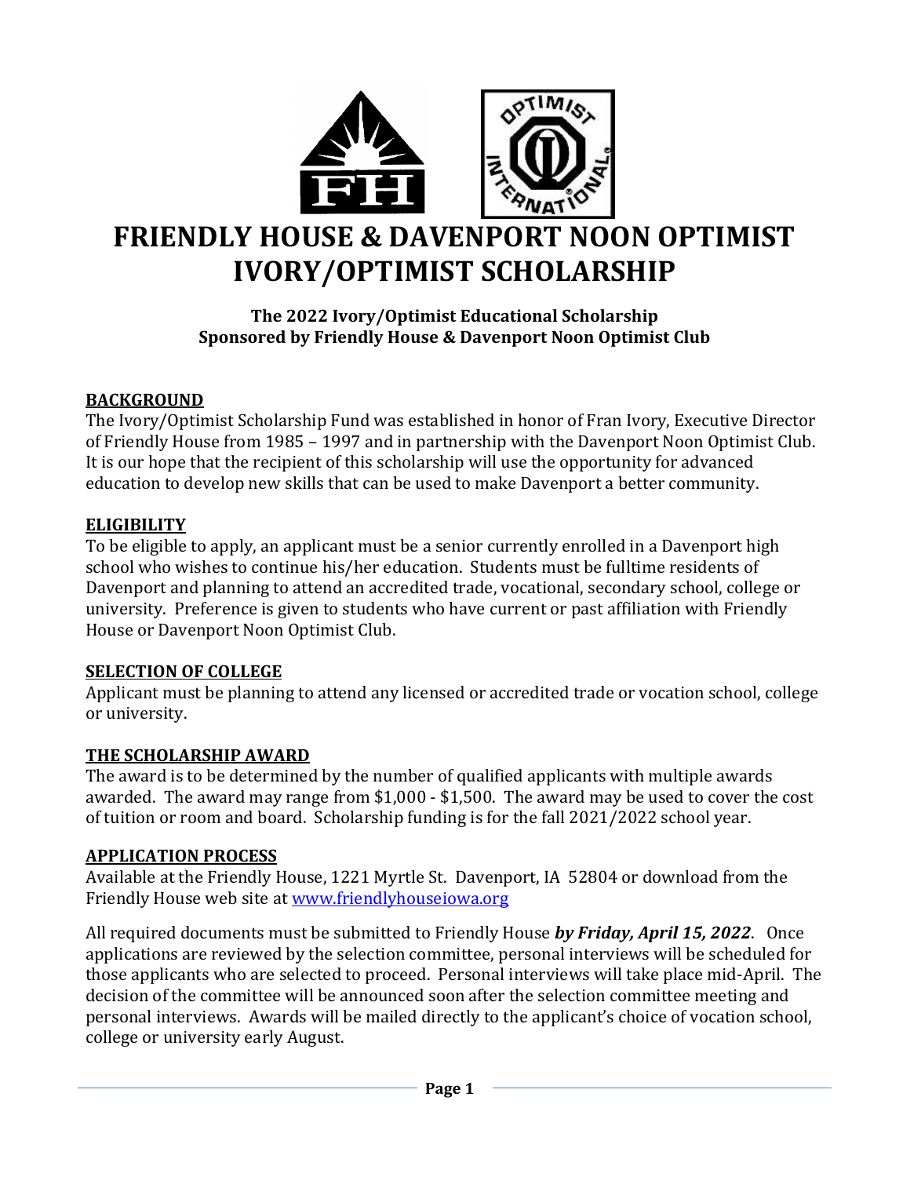# FRIENDLY HOUSE & DAVENPORT NOON OPTIMIST IVORY/OPTIMIST SCHOLARSHIP

**The 2022 Ivory/Optimist Educational Scholarship**
**Sponsored by Friendly House & Davenport Noon Optimist Club**

## BACKGROUND

The Ivory/Optimist Scholarship Fund was established in honor of Fran Ivory, Executive Director of Friendly House from 1985 – 1997 and in partnership with the Davenport Noon Optimist Club. It is our hope that the recipient of this scholarship will use the opportunity for advanced education to develop new skills that can be used to make Davenport a better community.

## ELIGIBILITY

To be eligible to apply, an applicant must be a senior currently enrolled in a Davenport high school who wishes to continue his/her education. Students must be fulltime residents of Davenport and planning to attend an accredited trade, vocational, secondary school, college or university. Preference is given to students who have current or past affiliation with Friendly House or Davenport Noon Optimist Club.

## SELECTION OF COLLEGE

Applicant must be planning to attend any licensed or accredited trade or vocation school, college or university.

## THE SCHOLARSHIP AWARD

The award is to be determined by the number of qualified applicants with multiple awards awarded. The award may range from $1,000 - $1,500. The award may be used to cover the cost of tuition or room and board. Scholarship funding is for the fall 2021/2022 school year.

## APPLICATION PROCESS

Available at the Friendly House, 1221 Myrtle St. Davenport, IA 52804 or download from the Friendly House web site at [www.friendlyhouseiowa.org](http://www.friendlyhouseiowa.org)

All required documents must be submitted to Friendly House ***by Friday, April 15, 2022***. Once applications are reviewed by the selection committee, personal interviews will be scheduled for those applicants who are selected to proceed. Personal interviews will take place mid-April. The decision of the committee will be announced soon after the selection committee meeting and personal interviews. Awards will be mailed directly to the applicant's choice of vocation school, college or university early August.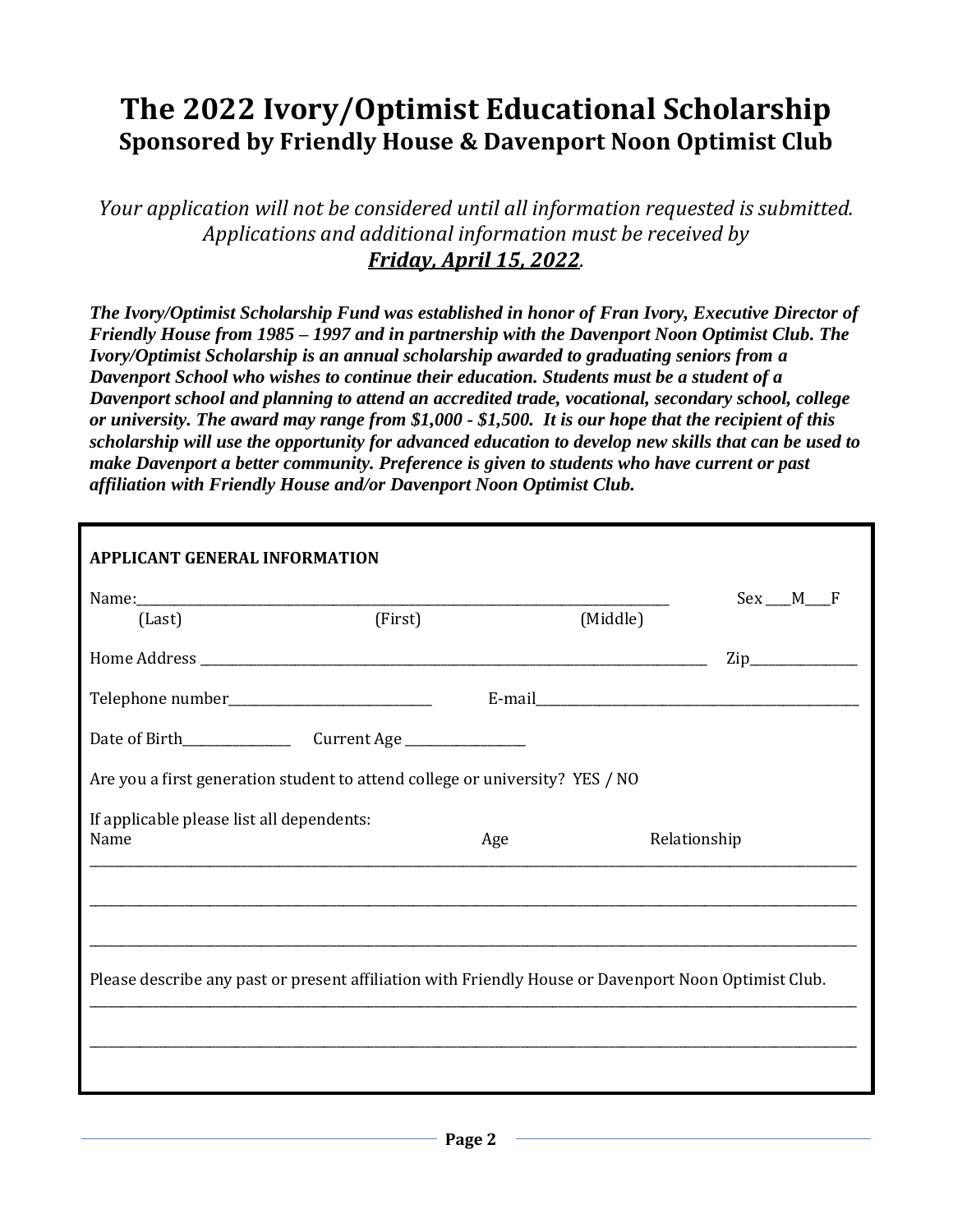# The 2022 Ivory/Optimist Educational Scholarship

## Sponsored by Friendly House & Davenport Noon Optimist Club

*Your application will not be considered until all information requested is submitted. Applications and additional information must be received by* ***Friday, April 15, 2022****.*

***The Ivory/Optimist Scholarship Fund was established in honor of Fran Ivory, Executive Director of Friendly House from 1985 – 1997 and in partnership with the Davenport Noon Optimist Club. The Ivory/Optimist Scholarship is an annual scholarship awarded to graduating seniors from a Davenport School who wishes to continue their education. Students must be a student of a Davenport school and planning to attend an accredited trade, vocational, secondary school, college or university. The award may range from $1,000 - $1,500. It is our hope that the recipient of this scholarship will use the opportunity for advanced education to develop new skills that can be used to make Davenport a better community. Preference is given to students who have current or past affiliation with Friendly House and/or Davenport Noon Optimist Club.***

**APPLICANT GENERAL INFORMATION**

Name:________________________________________________________________ Sex ___M___F
(Last) (First) (Middle)

Home Address ________________________________________________________________ Zip______________

Telephone number___________________________ E-mail__________________________________________

Date of Birth______________ Current Age _______________

Are you a first generation student to attend college or university? YES / NO

If applicable please list all dependents:
Name Age Relationship

____________________________________________________________________________________________

____________________________________________________________________________________________

____________________________________________________________________________________________

Please describe any past or present affiliation with Friendly House or Davenport Noon Optimist Club.

____________________________________________________________________________________________

____________________________________________________________________________________________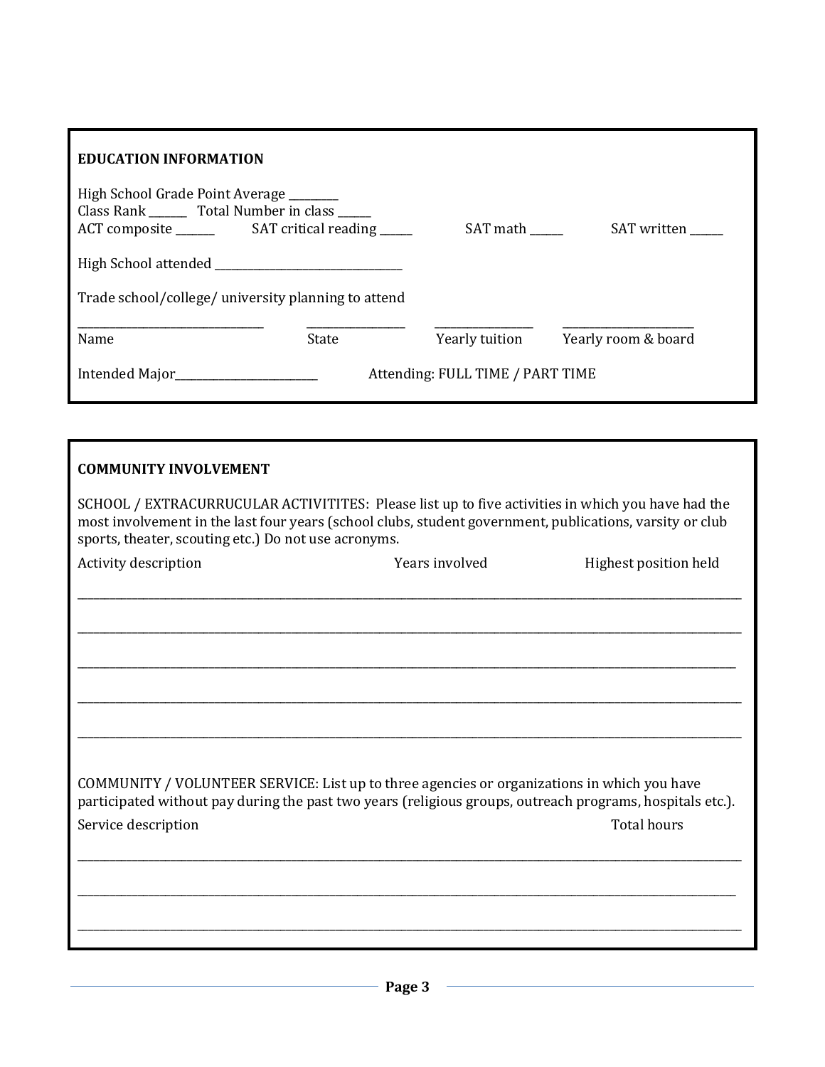## EDUCATION INFORMATION

High School Grade Point Average _________

Class Rank _______ Total Number in class ______

ACT composite _______ SAT critical reading ______ SAT math ______ SAT written ______

High School attended ___________________________________

Trade school/college/ university planning to attend

| Name | State | Yearly tuition | Yearly room & board |
|---|---|---|---|
| __________________________________ | __________________ | __________________ | ________________________ |

Intended Major___________________________ Attending: FULL TIME / PART TIME

## COMMUNITY INVOLVEMENT

SCHOOL / EXTRACURRUCULAR ACTIVITITES: Please list up to five activities in which you have had the most involvement in the last four years (school clubs, student government, publications, varsity or club sports, theater, scouting etc.) Do not use acronyms.

| Activity description | Years involved | Highest position held |
|---|---|---|
| | | |
| | | |
| | | |
| | | |
| | | |

COMMUNITY / VOLUNTEER SERVICE: List up to three agencies or organizations in which you have participated without pay during the past two years (religious groups, outreach programs, hospitals etc.).

| Service description | Total hours |
|---|---|
| | |
| | |
| | |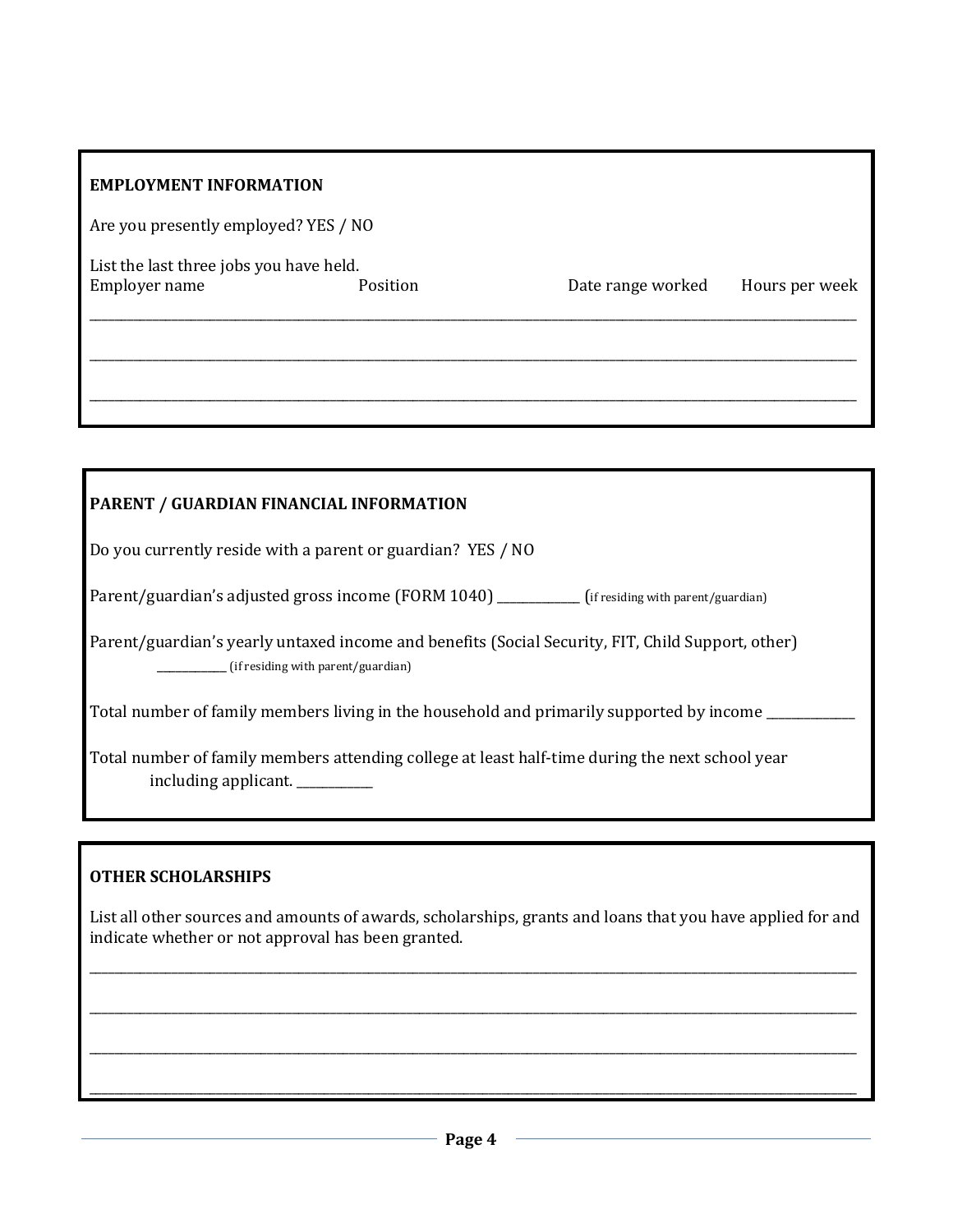**EMPLOYMENT INFORMATION**

Are you presently employed? YES / NO

List the last three jobs you have held.

| Employer name | Position | Date range worked | Hours per week |
| --- | --- | --- | --- |
| | | | |
| | | | |
| | | | |

**PARENT / GUARDIAN FINANCIAL INFORMATION**

Do you currently reside with a parent or guardian? YES / NO

Parent/guardian's adjusted gross income (FORM 1040) ____________ (if residing with parent/guardian)

Parent/guardian's yearly untaxed income and benefits (Social Security, FIT, Child Support, other) ____________ (if residing with parent/guardian)

Total number of family members living in the household and primarily supported by income ____________

Total number of family members attending college at least half-time during the next school year including applicant. ____________

**OTHER SCHOLARSHIPS**

List all other sources and amounts of awards, scholarships, grants and loans that you have applied for and indicate whether or not approval has been granted.

______________________________________________________________________________

______________________________________________________________________________

______________________________________________________________________________

______________________________________________________________________________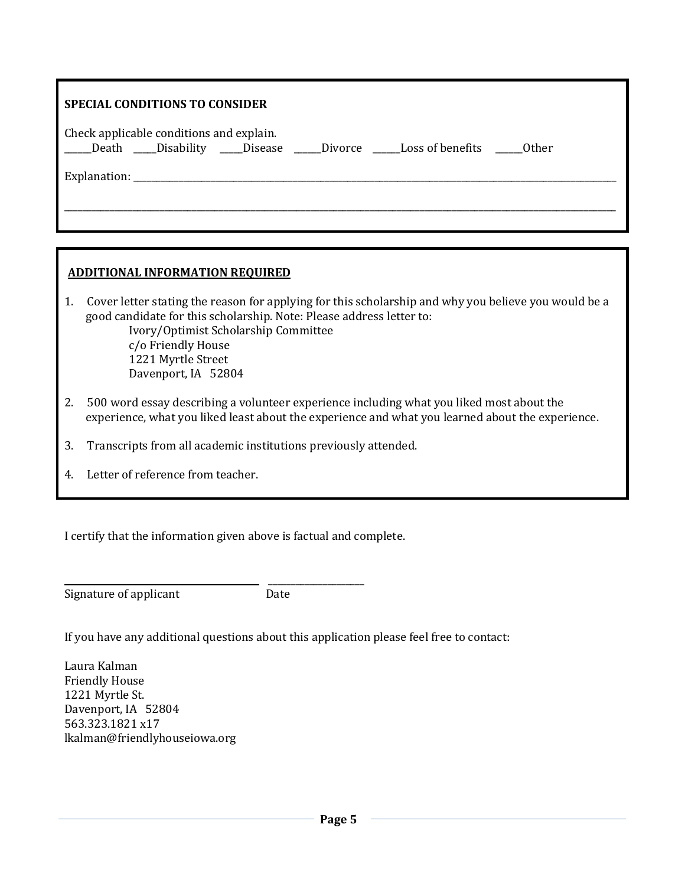**SPECIAL CONDITIONS TO CONSIDER**

Check applicable conditions and explain.
_____Death _____Disability _____Disease _____Divorce _____Loss of benefits _____Other

Explanation: ____________________________________________________________________________________________

____________________________________________________________________________________________

**ADDITIONAL INFORMATION REQUIRED**

1. Cover letter stating the reason for applying for this scholarship and why you believe you would be a good candidate for this scholarship. Note: Please address letter to:
   Ivory/Optimist Scholarship Committee
   c/o Friendly House
   1221 Myrtle Street
   Davenport, IA 52804

2. 500 word essay describing a volunteer experience including what you liked most about the experience, what you liked least about the experience and what you learned about the experience.

3. Transcripts from all academic institutions previously attended.

4. Letter of reference from teacher.

I certify that the information given above is factual and complete.

______________________________ ________________
Signature of applicant Date

If you have any additional questions about this application please feel free to contact:

Laura Kalman
Friendly House
1221 Myrtle St.
Davenport, IA 52804
563.323.1821 x17
lkalman@friendlyhouseiowa.org